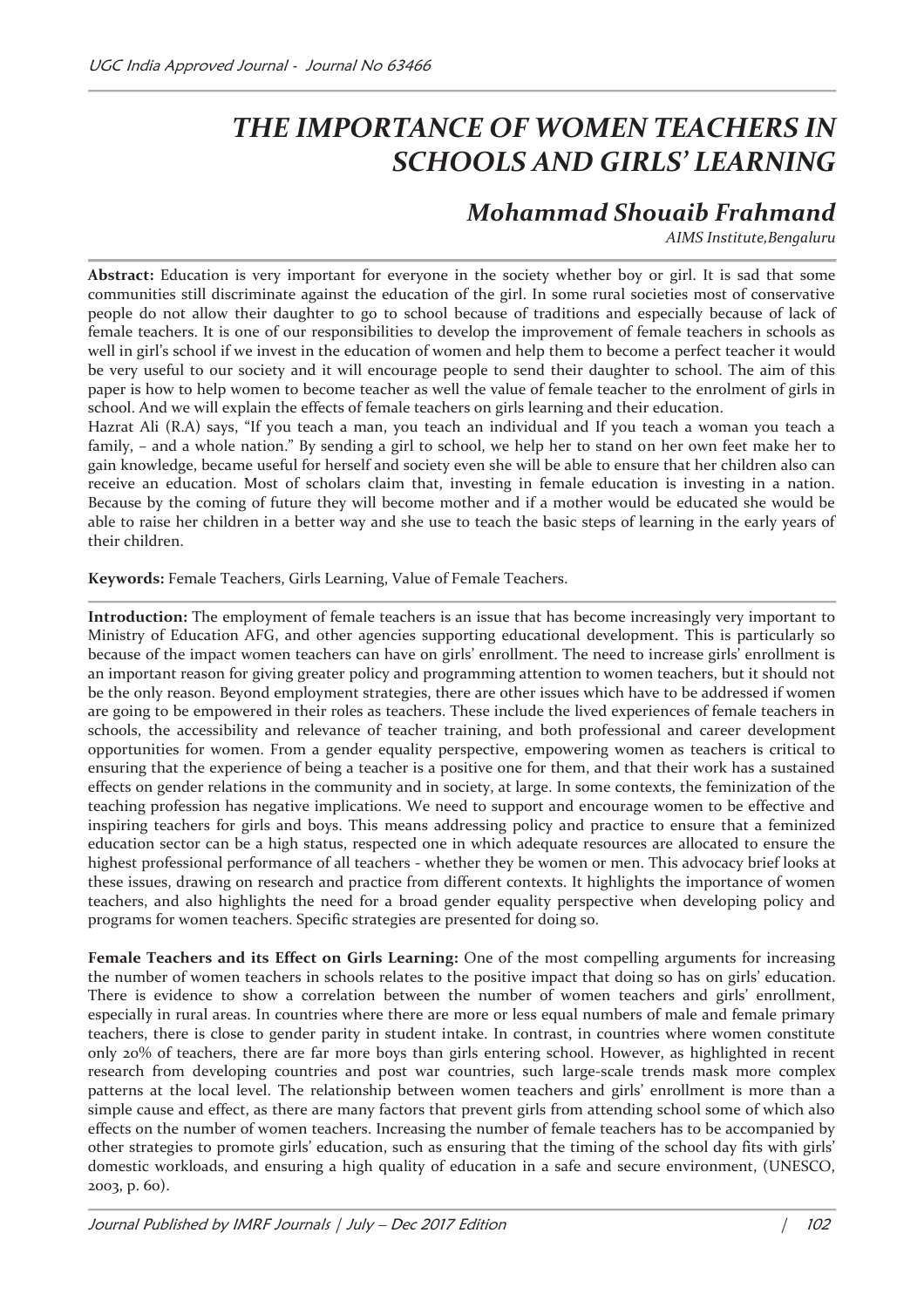# THE IMPORTANCE OF WOMEN TEACHERS IN SCHOOLS AND GIRLS' LEARNING

## Mohammad Shouaib Frahmand

*AIMS Institute,Bengaluru*

**Abstract:** Education is very important for everyone in the society whether boy or girl. It is sad that some communities still discriminate against the education of the girl. In some rural societies most of conservative people do not allow their daughter to go to school because of traditions and especially because of lack of female teachers. It is one of our responsibilities to develop the improvement of female teachers in schools as well in girl's school if we invest in the education of women and help them to become a perfect teacher it would be very useful to our society and it will encourage people to send their daughter to school. The aim of this paper is how to help women to become teacher as well the value of female teacher to the enrolment of girls in school. And we will explain the effects of female teachers on girls learning and their education.

Hazrat Ali (R.A) says, "If you teach a man, you teach an individual and If you teach a woman you teach a family, – and a whole nation." By sending a girl to school, we help her to stand on her own feet make her to gain knowledge, became useful for herself and society even she will be able to ensure that her children also can receive an education. Most of scholars claim that, investing in female education is investing in a nation. Because by the coming of future they will become mother and if a mother would be educated she would be able to raise her children in a better way and she use to teach the basic steps of learning in the early years of their children.

**Keywords:** Female Teachers, Girls Learning, Value of Female Teachers.

**Introduction:** The employment of female teachers is an issue that has become increasingly very important to Ministry of Education AFG, and other agencies supporting educational development. This is particularly so because of the impact women teachers can have on girls' enrollment. The need to increase girls' enrollment is an important reason for giving greater policy and programming attention to women teachers, but it should not be the only reason. Beyond employment strategies, there are other issues which have to be addressed if women are going to be empowered in their roles as teachers. These include the lived experiences of female teachers in schools, the accessibility and relevance of teacher training, and both professional and career development opportunities for women. From a gender equality perspective, empowering women as teachers is critical to ensuring that the experience of being a teacher is a positive one for them, and that their work has a sustained effects on gender relations in the community and in society, at large. In some contexts, the feminization of the teaching profession has negative implications. We need to support and encourage women to be effective and inspiring teachers for girls and boys. This means addressing policy and practice to ensure that a feminized education sector can be a high status, respected one in which adequate resources are allocated to ensure the highest professional performance of all teachers - whether they be women or men. This advocacy brief looks at these issues, drawing on research and practice from different contexts. It highlights the importance of women teachers, and also highlights the need for a broad gender equality perspective when developing policy and programs for women teachers. Specific strategies are presented for doing so.

**Female Teachers and its Effect on Girls Learning:** One of the most compelling arguments for increasing the number of women teachers in schools relates to the positive impact that doing so has on girls' education. There is evidence to show a correlation between the number of women teachers and girls' enrollment, especially in rural areas. In countries where there are more or less equal numbers of male and female primary teachers, there is close to gender parity in student intake. In contrast, in countries where women constitute only 20% of teachers, there are far more boys than girls entering school. However, as highlighted in recent research from developing countries and post war countries, such large-scale trends mask more complex patterns at the local level. The relationship between women teachers and girls' enrollment is more than a simple cause and effect, as there are many factors that prevent girls from attending school some of which also effects on the number of women teachers. Increasing the number of female teachers has to be accompanied by other strategies to promote girls' education, such as ensuring that the timing of the school day fits with girls' domestic workloads, and ensuring a high quality of education in a safe and secure environment, (UNESCO, 2003, p. 60).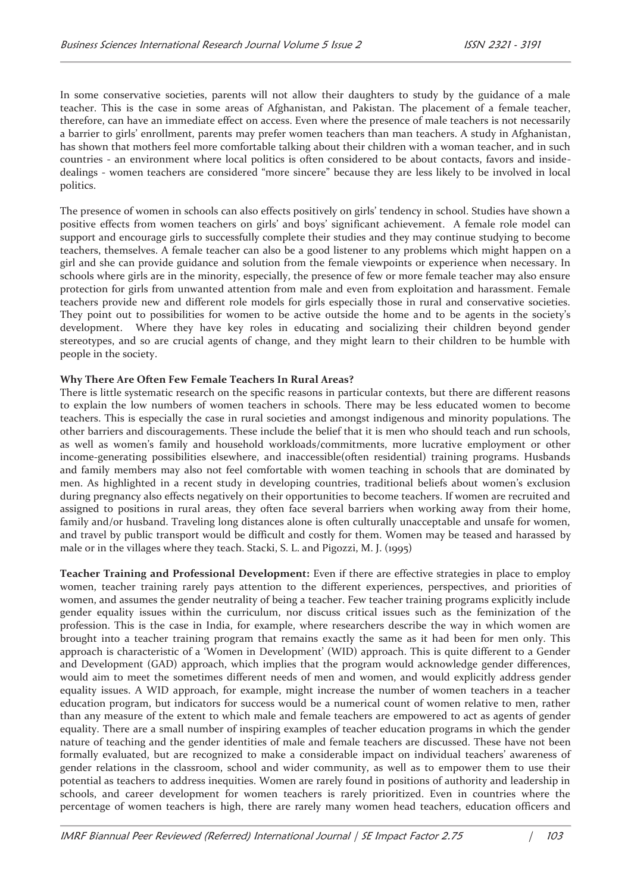In some conservative societies, parents will not allow their daughters to study by the guidance of a male teacher. This is the case in some areas of Afghanistan, and Pakistan. The placement of a female teacher, therefore, can have an immediate effect on access. Even where the presence of male teachers is not necessarily a barrier to girls' enrollment, parents may prefer women teachers than man teachers. A study in Afghanistan, has shown that mothers feel more comfortable talking about their children with a woman teacher, and in such countries - an environment where local politics is often considered to be about contacts, favors and inside-dealings - women teachers are considered "more sincere" because they are less likely to be involved in local politics.

The presence of women in schools can also effects positively on girls' tendency in school. Studies have shown a positive effects from women teachers on girls' and boys' significant achievement. A female role model can support and encourage girls to successfully complete their studies and they may continue studying to become teachers, themselves. A female teacher can also be a good listener to any problems which might happen on a girl and she can provide guidance and solution from the female viewpoints or experience when necessary. In schools where girls are in the minority, especially, the presence of few or more female teacher may also ensure protection for girls from unwanted attention from male and even from exploitation and harassment. Female teachers provide new and different role models for girls especially those in rural and conservative societies. They point out to possibilities for women to be active outside the home and to be agents in the society's development. Where they have key roles in educating and socializing their children beyond gender stereotypes, and so are crucial agents of change, and they might learn to their children to be humble with people in the society.

**Why There Are Often Few Female Teachers In Rural Areas?**

There is little systematic research on the specific reasons in particular contexts, but there are different reasons to explain the low numbers of women teachers in schools. There may be less educated women to become teachers. This is especially the case in rural societies and amongst indigenous and minority populations. The other barriers and discouragements. These include the belief that it is men who should teach and run schools, as well as women's family and household workloads/commitments, more lucrative employment or other income-generating possibilities elsewhere, and inaccessible(often residential) training programs. Husbands and family members may also not feel comfortable with women teaching in schools that are dominated by men. As highlighted in a recent study in developing countries, traditional beliefs about women's exclusion during pregnancy also effects negatively on their opportunities to become teachers. If women are recruited and assigned to positions in rural areas, they often face several barriers when working away from their home, family and/or husband. Traveling long distances alone is often culturally unacceptable and unsafe for women, and travel by public transport would be difficult and costly for them. Women may be teased and harassed by male or in the villages where they teach. Stacki, S. L. and Pigozzi, M. J. (1995)

**Teacher Training and Professional Development:** Even if there are effective strategies in place to employ women, teacher training rarely pays attention to the different experiences, perspectives, and priorities of women, and assumes the gender neutrality of being a teacher. Few teacher training programs explicitly include gender equality issues within the curriculum, nor discuss critical issues such as the feminization of the profession. This is the case in India, for example, where researchers describe the way in which women are brought into a teacher training program that remains exactly the same as it had been for men only. This approach is characteristic of a 'Women in Development' (WID) approach. This is quite different to a Gender and Development (GAD) approach, which implies that the program would acknowledge gender differences, would aim to meet the sometimes different needs of men and women, and would explicitly address gender equality issues. A WID approach, for example, might increase the number of women teachers in a teacher education program, but indicators for success would be a numerical count of women relative to men, rather than any measure of the extent to which male and female teachers are empowered to act as agents of gender equality. There are a small number of inspiring examples of teacher education programs in which the gender nature of teaching and the gender identities of male and female teachers are discussed. These have not been formally evaluated, but are recognized to make a considerable impact on individual teachers' awareness of gender relations in the classroom, school and wider community, as well as to empower them to use their potential as teachers to address inequities. Women are rarely found in positions of authority and leadership in schools, and career development for women teachers is rarely prioritized. Even in countries where the percentage of women teachers is high, there are rarely many women head teachers, education officers and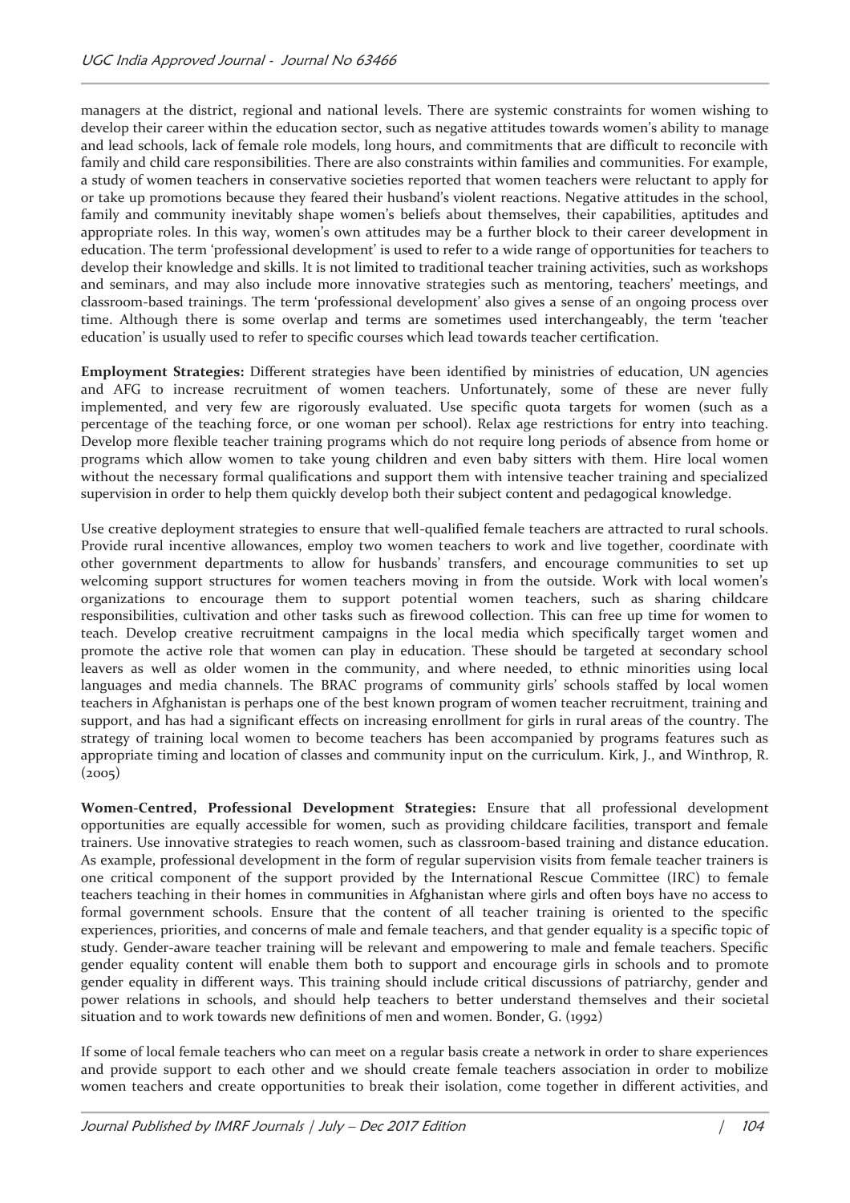managers at the district, regional and national levels. There are systemic constraints for women wishing to develop their career within the education sector, such as negative attitudes towards women's ability to manage and lead schools, lack of female role models, long hours, and commitments that are difficult to reconcile with family and child care responsibilities. There are also constraints within families and communities. For example, a study of women teachers in conservative societies reported that women teachers were reluctant to apply for or take up promotions because they feared their husband's violent reactions. Negative attitudes in the school, family and community inevitably shape women's beliefs about themselves, their capabilities, aptitudes and appropriate roles. In this way, women's own attitudes may be a further block to their career development in education. The term 'professional development' is used to refer to a wide range of opportunities for teachers to develop their knowledge and skills. It is not limited to traditional teacher training activities, such as workshops and seminars, and may also include more innovative strategies such as mentoring, teachers' meetings, and classroom-based trainings. The term 'professional development' also gives a sense of an ongoing process over time. Although there is some overlap and terms are sometimes used interchangeably, the term 'teacher education' is usually used to refer to specific courses which lead towards teacher certification.

**Employment Strategies:** Different strategies have been identified by ministries of education, UN agencies and AFG to increase recruitment of women teachers. Unfortunately, some of these are never fully implemented, and very few are rigorously evaluated. Use specific quota targets for women (such as a percentage of the teaching force, or one woman per school). Relax age restrictions for entry into teaching. Develop more flexible teacher training programs which do not require long periods of absence from home or programs which allow women to take young children and even baby sitters with them. Hire local women without the necessary formal qualifications and support them with intensive teacher training and specialized supervision in order to help them quickly develop both their subject content and pedagogical knowledge.

Use creative deployment strategies to ensure that well-qualified female teachers are attracted to rural schools. Provide rural incentive allowances, employ two women teachers to work and live together, coordinate with other government departments to allow for husbands' transfers, and encourage communities to set up welcoming support structures for women teachers moving in from the outside. Work with local women's organizations to encourage them to support potential women teachers, such as sharing childcare responsibilities, cultivation and other tasks such as firewood collection. This can free up time for women to teach. Develop creative recruitment campaigns in the local media which specifically target women and promote the active role that women can play in education. These should be targeted at secondary school leavers as well as older women in the community, and where needed, to ethnic minorities using local languages and media channels. The BRAC programs of community girls' schools staffed by local women teachers in Afghanistan is perhaps one of the best known program of women teacher recruitment, training and support, and has had a significant effects on increasing enrollment for girls in rural areas of the country. The strategy of training local women to become teachers has been accompanied by programs features such as appropriate timing and location of classes and community input on the curriculum. Kirk, J., and Winthrop, R. (2005)

**Women-Centred, Professional Development Strategies:** Ensure that all professional development opportunities are equally accessible for women, such as providing childcare facilities, transport and female trainers. Use innovative strategies to reach women, such as classroom-based training and distance education. As example, professional development in the form of regular supervision visits from female teacher trainers is one critical component of the support provided by the International Rescue Committee (IRC) to female teachers teaching in their homes in communities in Afghanistan where girls and often boys have no access to formal government schools. Ensure that the content of all teacher training is oriented to the specific experiences, priorities, and concerns of male and female teachers, and that gender equality is a specific topic of study. Gender-aware teacher training will be relevant and empowering to male and female teachers. Specific gender equality content will enable them both to support and encourage girls in schools and to promote gender equality in different ways. This training should include critical discussions of patriarchy, gender and power relations in schools, and should help teachers to better understand themselves and their societal situation and to work towards new definitions of men and women. Bonder, G. (1992)

If some of local female teachers who can meet on a regular basis create a network in order to share experiences and provide support to each other and we should create female teachers association in order to mobilize women teachers and create opportunities to break their isolation, come together in different activities, and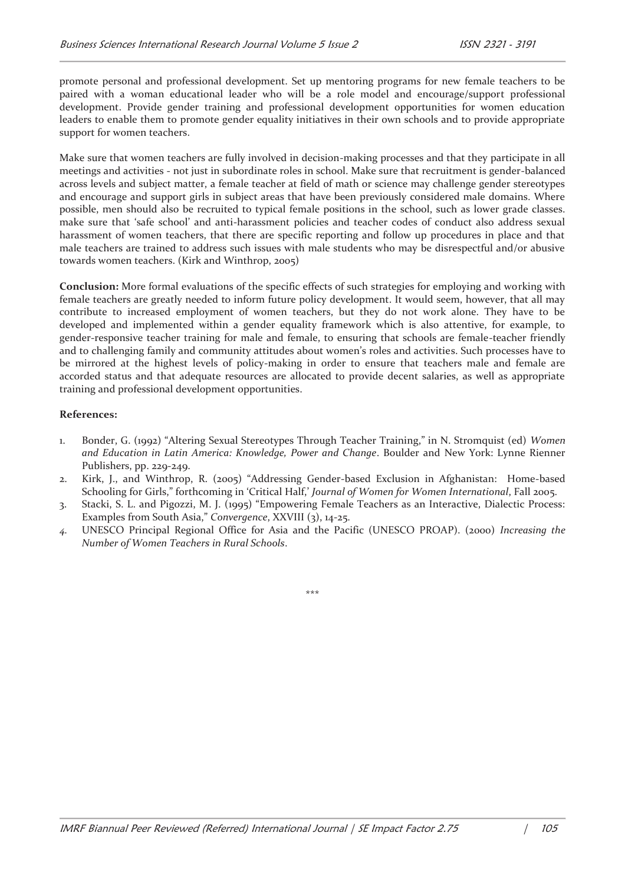promote personal and professional development. Set up mentoring programs for new female teachers to be paired with a woman educational leader who will be a role model and encourage/support professional development. Provide gender training and professional development opportunities for women education leaders to enable them to promote gender equality initiatives in their own schools and to provide appropriate support for women teachers.

Make sure that women teachers are fully involved in decision-making processes and that they participate in all meetings and activities - not just in subordinate roles in school. Make sure that recruitment is gender-balanced across levels and subject matter, a female teacher at field of math or science may challenge gender stereotypes and encourage and support girls in subject areas that have been previously considered male domains. Where possible, men should also be recruited to typical female positions in the school, such as lower grade classes. make sure that 'safe school' and anti-harassment policies and teacher codes of conduct also address sexual harassment of women teachers, that there are specific reporting and follow up procedures in place and that male teachers are trained to address such issues with male students who may be disrespectful and/or abusive towards women teachers. (Kirk and Winthrop, 2005)

**Conclusion:** More formal evaluations of the specific effects of such strategies for employing and working with female teachers are greatly needed to inform future policy development. It would seem, however, that all may contribute to increased employment of women teachers, but they do not work alone. They have to be developed and implemented within a gender equality framework which is also attentive, for example, to gender-responsive teacher training for male and female, to ensuring that schools are female-teacher friendly and to challenging family and community attitudes about women's roles and activities. Such processes have to be mirrored at the highest levels of policy-making in order to ensure that teachers male and female are accorded status and that adequate resources are allocated to provide decent salaries, as well as appropriate training and professional development opportunities.

**References:**

1. Bonder, G. (1992) "Altering Sexual Stereotypes Through Teacher Training," in N. Stromquist (ed) *Women and Education in Latin America: Knowledge, Power and Change*. Boulder and New York: Lynne Rienner Publishers, pp. 229-249.
2. Kirk, J., and Winthrop, R. (2005) "Addressing Gender-based Exclusion in Afghanistan: Home-based Schooling for Girls," forthcoming in 'Critical Half,' *Journal of Women for Women International*, Fall 2005.
3. Stacki, S. L. and Pigozzi, M. J. (1995) "Empowering Female Teachers as an Interactive, Dialectic Process: Examples from South Asia," *Convergence*, XXVIII (3), 14-25.
4. UNESCO Principal Regional Office for Asia and the Pacific (UNESCO PROAP). (2000) *Increasing the Number of Women Teachers in Rural Schools*.

***